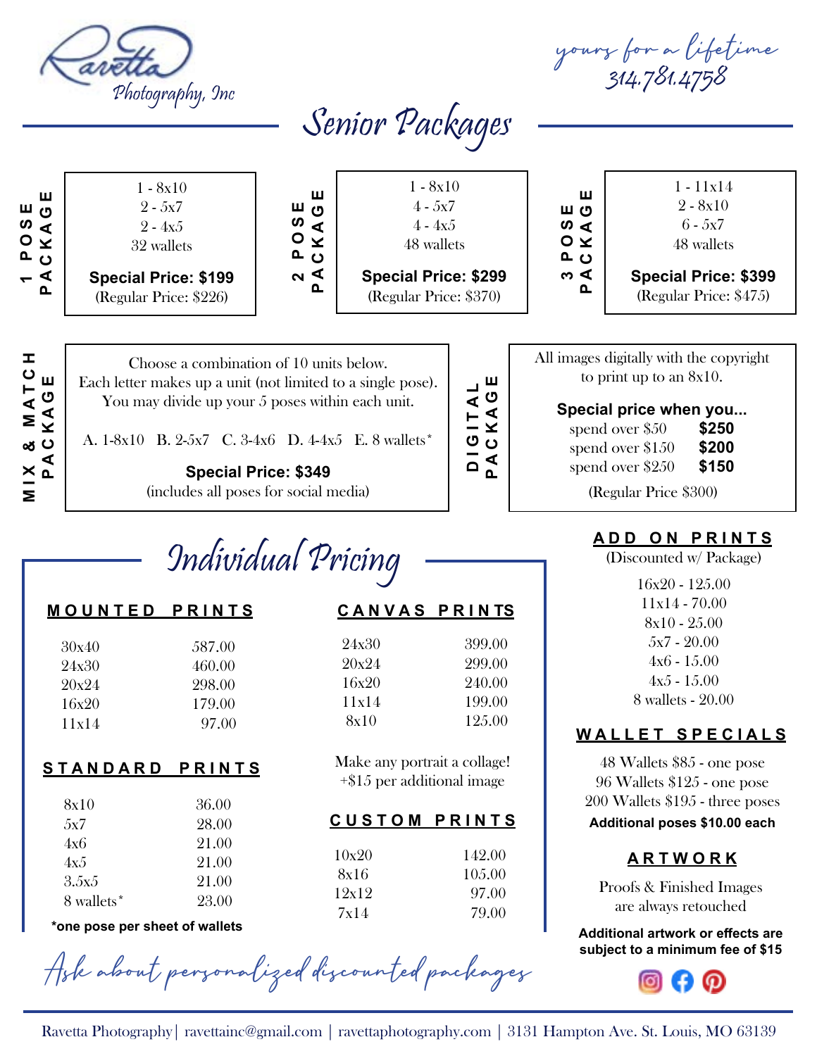Ravetta Photography, Inc

yours for a lifetime
314.781.4758

# Senior Packages

## 1 POSE PACKAGE

1 - 8x10
2 - 5x7
2 - 4x5
32 wallets

**Special Price: $199**
(Regular Price: $226)

## 2 POSE PACKAGE

1 - 8x10
4 - 5x7
4 - 4x5
48 wallets

**Special Price: $299**
(Regular Price: $370)

## 3 POSE PACKAGE

1 - 11x14
2 - 8x10
6 - 5x7
48 wallets

**Special Price: $399**
(Regular Price: $475)

## MIX & MATCH PACKAGE

Choose a combination of 10 units below.
Each letter makes up a unit (not limited to a single pose).
You may divide up your 5 poses within each unit.

A. 1-8x10 B. 2-5x7 C. 3-4x6 D. 4-4x5 E. 8 wallets*

**Special Price: $349**
(includes all poses for social media)

## DIGITAL PACKAGE

All images digitally with the copyright to print up to an 8x10.

**Special price when you...**

| | |
|---|---|
| spend over $50 | **$250** |
| spend over $150 | **$200** |
| spend over $250 | **$150** |

(Regular Price $300)

# Individual Pricing

## MOUNTED PRINTS

| | |
|---|---|
| 30x40 | 587.00 |
| 24x30 | 460.00 |
| 20x24 | 298.00 |
| 16x20 | 179.00 |
| 11x14 | 97.00 |

## STANDARD PRINTS

| | |
|---|---|
| 8x10 | 36.00 |
| 5x7 | 28.00 |
| 4x6 | 21.00 |
| 4x5 | 21.00 |
| 3.5x5 | 21.00 |
| 8 wallets* | 23.00 |

**\*one pose per sheet of wallets**

## CANVAS PRINTS

| | |
|---|---|
| 24x30 | 399.00 |
| 20x24 | 299.00 |
| 16x20 | 240.00 |
| 11x14 | 199.00 |
| 8x10 | 125.00 |

Make any portrait a collage!
+$15 per additional image

## CUSTOM PRINTS

| | |
|---|---|
| 10x20 | 142.00 |
| 8x16 | 105.00 |
| 12x12 | 97.00 |
| 7x14 | 79.00 |

## ADD ON PRINTS

(Discounted w/ Package)

16x20 - 125.00
11x14 - 70.00
8x10 - 25.00
5x7 - 20.00
4x6 - 15.00
4x5 - 15.00
8 wallets - 20.00

## WALLET SPECIALS

48 Wallets $85 - one pose
96 Wallets $125 - one pose
200 Wallets $195 - three poses
**Additional poses $10.00 each**

## ARTWORK

Proofs & Finished Images are always retouched

**Additional artwork or effects are subject to a minimum fee of $15**

*Ask about personalized discounted packages*

Ravetta Photography | ravettainc@gmail.com | ravettaphotography.com | 3131 Hampton Ave. St. Louis, MO 63139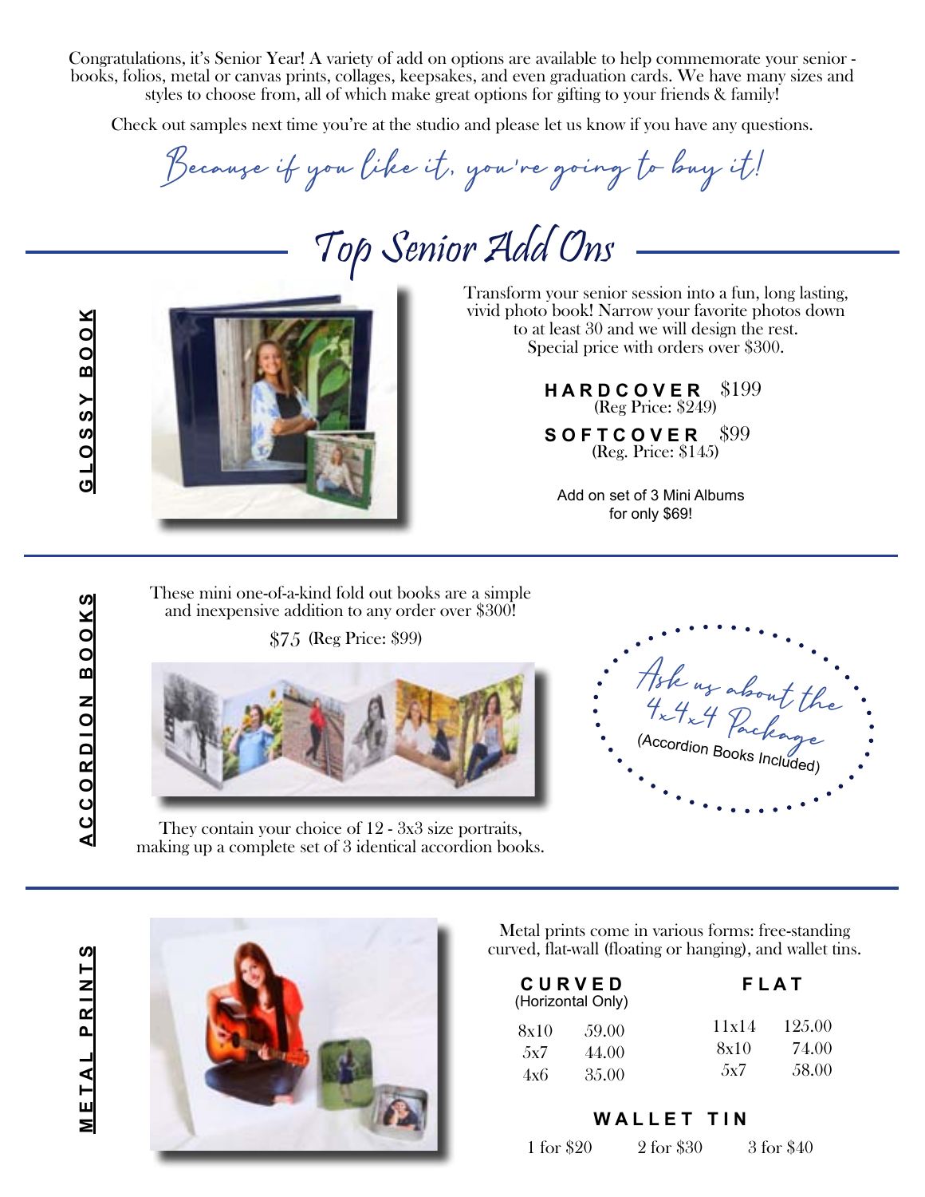Congratulations, it's Senior Year! A variety of add on options are available to help commemorate your senior - books, folios, metal or canvas prints, collages, keepsakes, and even graduation cards. We have many sizes and styles to choose from, all of which make great options for gifting to your friends & family!

Check out samples next time you're at the studio and please let us know if you have any questions.

*Because if you like it, you're going to buy it!*

# Top Senior Add Ons

## GLOSSY BOOK

Transform your senior session into a fun, long lasting, vivid photo book! Narrow your favorite photos down to at least 30 and we will design the rest. Special price with orders over $300.

**HARDCOVER** $199
(Reg Price: $249)

**SOFTCOVER** $99
(Reg. Price: $145)

Add on set of 3 Mini Albums for only $69!

## ACCORDION BOOKS

These mini one-of-a-kind fold out books are a simple and inexpensive addition to any order over $300!

$75 (Reg Price: $99)

They contain your choice of 12 - 3x3 size portraits, making up a complete set of 3 identical accordion books.

*Ask us about the 4x4x4 Package*
(Accordion Books Included)

## METAL PRINTS

Metal prints come in various forms: free-standing curved, flat-wall (floating or hanging), and wallet tins.

**CURVED**
(Horizontal Only)

| | |
|---|---|
| 8x10 | 59.00 |
| 5x7 | 44.00 |
| 4x6 | 35.00 |

**FLAT**

| | |
|---|---|
| 11x14 | 125.00 |
| 8x10 | 74.00 |
| 5x7 | 58.00 |

**WALLET TIN**

1 for $20 2 for $30 3 for $40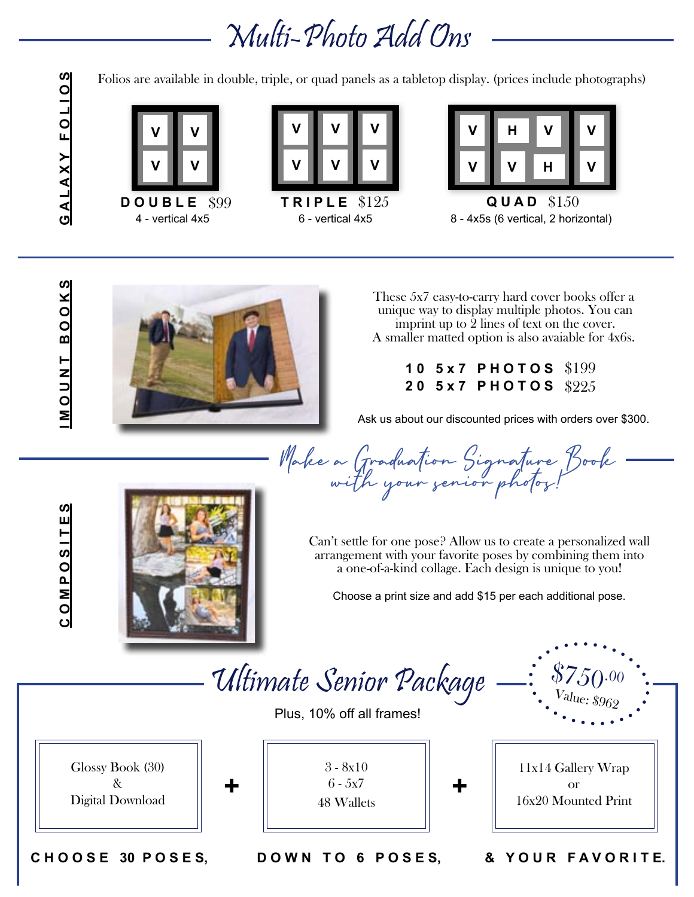# Multi-Photo Add Ons

## GALAXY FOLIOS

Folios are available in double, triple, or quad panels as a tabletop display. (prices include photographs)

V V
V V

**DOUBLE** $99
4 - vertical 4x5

V V V
V V V

**TRIPLE** $125
6 - vertical 4x5

V H V V
V V H V

**QUAD** $150
8 - 4x5s (6 vertical, 2 horizontal)

## IMOUNT BOOKS

These 5x7 easy-to-carry hard cover books offer a unique way to display multiple photos. You can imprint up to 2 lines of text on the cover. A smaller matted option is also avaiable for 4x6s.

**10 5x7 PHOTOS** $199
**20 5x7 PHOTOS** $225

Ask us about our discounted prices with orders over $300.

*Make a Graduation Signature Book with your senior photos!*

## COMPOSITES

Can't settle for one pose? Allow us to create a personalized wall arrangement with your favorite poses by combining them into a one-of-a-kind collage. Each design is unique to you!

Choose a print size and add $15 per each additional pose.

# Ultimate Senior Package

$750.00
Value: $962

Plus, 10% off all frames!

Glossy Book (30)
&
Digital Download

\+

3 - 8x10
6 - 5x7
48 Wallets

\+

11x14 Gallery Wrap
or
16x20 Mounted Print

**CHOOSE 30 POSES,** **DOWN TO 6 POSES,** **& YOUR FAVORITE.**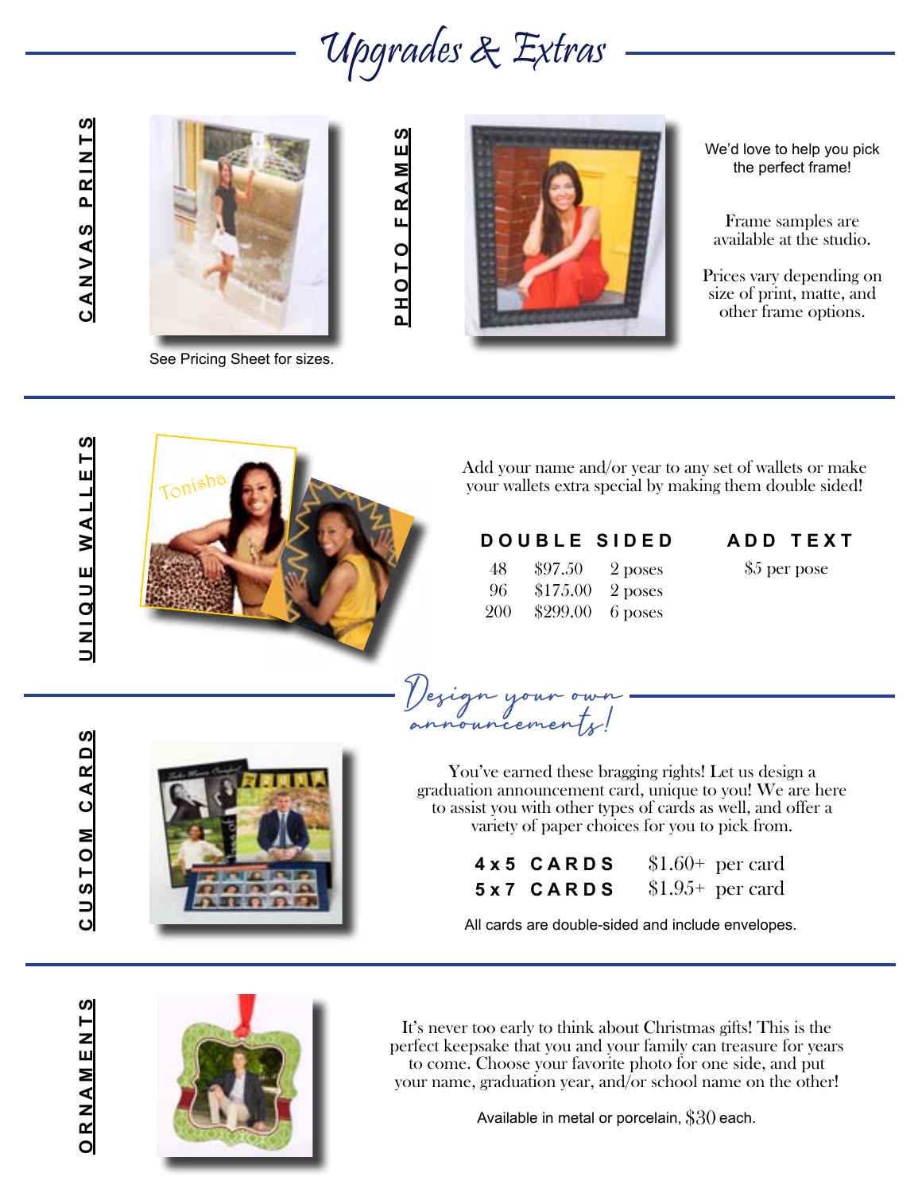# Upgrades & Extras

## CANVAS PRINTS

See Pricing Sheet for sizes.

## PHOTO FRAMES

We'd love to help you pick the perfect frame!

Frame samples are available at the studio.

Prices vary depending on size of print, matte, and other frame options.

## UNIQUE WALLETS

Add your name and/or year to any set of wallets or make your wallets extra special by making them double sided!

**DOUBLE SIDED**

| | | |
|---|---|---|
| 48 | $97.50 | 2 poses |
| 96 | $175.00 | 2 poses |
| 200 | $299.00 | 6 poses |

**ADD TEXT**

$5 per pose

## CUSTOM CARDS

*Design your own announcements!*

You've earned these bragging rights! Let us design a graduation announcement card, unique to you! We are here to assist you with other types of cards as well, and offer a variety of paper choices for you to pick from.

| | |
|---|---|
| **4x5 CARDS** | $1.60+ per card |
| **5x7 CARDS** | $1.95+ per card |

All cards are double-sided and include envelopes.

## ORNAMENTS

It's never too early to think about Christmas gifts! This is the perfect keepsake that you and your family can treasure for years to come. Choose your favorite photo for one side, and put your name, graduation year, and/or school name on the other!

Available in metal or porcelain, $30 each.